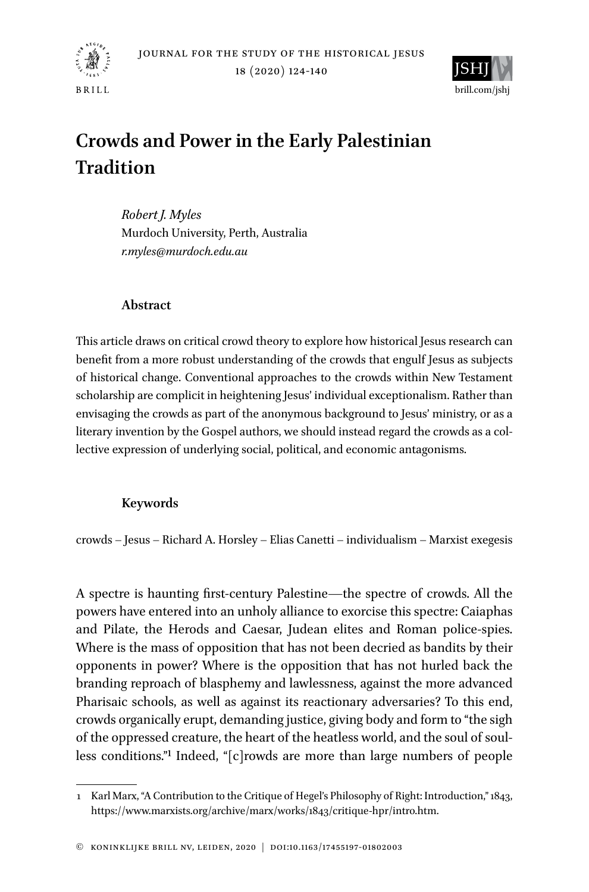# Crowds and Power in the Early Palestinian Tradition

*Robert J. Myles*
Murdoch University, Perth, Australia
*r.myles@murdoch.edu.au*

## Abstract

This article draws on critical crowd theory to explore how historical Jesus research can benefit from a more robust understanding of the crowds that engulf Jesus as subjects of historical change. Conventional approaches to the crowds within New Testament scholarship are complicit in heightening Jesus' individual exceptionalism. Rather than envisaging the crowds as part of the anonymous background to Jesus' ministry, or as a literary invention by the Gospel authors, we should instead regard the crowds as a collective expression of underlying social, political, and economic antagonisms.

## Keywords

crowds – Jesus – Richard A. Horsley – Elias Canetti – individualism – Marxist exegesis

A spectre is haunting first-century Palestine—the spectre of crowds. All the powers have entered into an unholy alliance to exorcise this spectre: Caiaphas and Pilate, the Herods and Caesar, Judean elites and Roman police-spies. Where is the mass of opposition that has not been decried as bandits by their opponents in power? Where is the opposition that has not hurled back the branding reproach of blasphemy and lawlessness, against the more advanced Pharisaic schools, as well as against its reactionary adversaries? To this end, crowds organically erupt, demanding justice, giving body and form to "the sigh of the oppressed creature, the heart of the heatless world, and the soul of soulless conditions."[1] Indeed, "[c]rowds are more than large numbers of people

[1] Karl Marx, "A Contribution to the Critique of Hegel's Philosophy of Right: Introduction," 1843, https://www.marxists.org/archive/marx/works/1843/critique-hpr/intro.htm.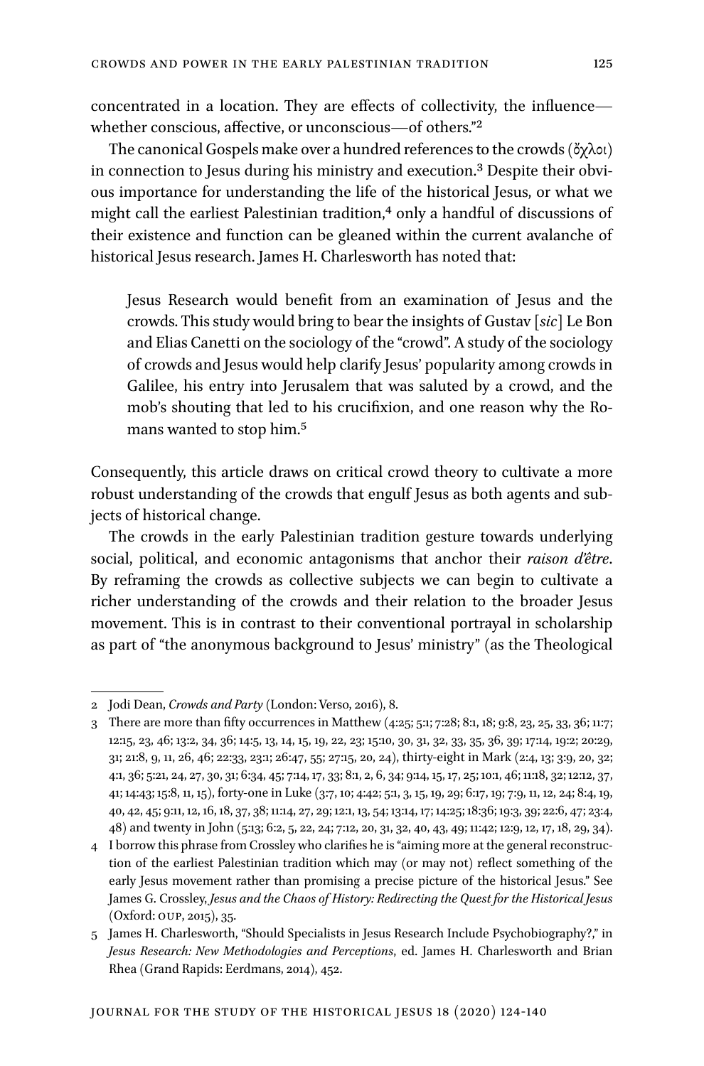concentrated in a location. They are effects of collectivity, the influence—whether conscious, affective, or unconscious—of others."[2]

The canonical Gospels make over a hundred references to the crowds (ὄχλοι) in connection to Jesus during his ministry and execution.[3] Despite their obvious importance for understanding the life of the historical Jesus, or what we might call the earliest Palestinian tradition,[4] only a handful of discussions of their existence and function can be gleaned within the current avalanche of historical Jesus research. James H. Charlesworth has noted that:

> Jesus Research would benefit from an examination of Jesus and the crowds. This study would bring to bear the insights of Gustav [*sic*] Le Bon and Elias Canetti on the sociology of the "crowd". A study of the sociology of crowds and Jesus would help clarify Jesus' popularity among crowds in Galilee, his entry into Jerusalem that was saluted by a crowd, and the mob's shouting that led to his crucifixion, and one reason why the Romans wanted to stop him.[5]

Consequently, this article draws on critical crowd theory to cultivate a more robust understanding of the crowds that engulf Jesus as both agents and subjects of historical change.

The crowds in the early Palestinian tradition gesture towards underlying social, political, and economic antagonisms that anchor their *raison d'être*. By reframing the crowds as collective subjects we can begin to cultivate a richer understanding of the crowds and their relation to the broader Jesus movement. This is in contrast to their conventional portrayal in scholarship as part of "the anonymous background to Jesus' ministry" (as the Theological

---

2 Jodi Dean, *Crowds and Party* (London: Verso, 2016), 8.

3 There are more than fifty occurrences in Matthew (4:25; 5:1; 7:28; 8:1, 18; 9:8, 23, 25, 33, 36; 11:7; 12:15, 23, 46; 13:2, 34, 36; 14:5, 13, 14, 15, 19, 22, 23; 15:10, 30, 31, 32, 33, 35, 36, 39; 17:14, 19:2; 20:29, 31; 21:8, 9, 11, 26, 46; 22:33, 23:1; 26:47, 55; 27:15, 20, 24), thirty-eight in Mark (2:4, 13; 3:9, 20, 32; 4:1, 36; 5:21, 24, 27, 30, 31; 6:34, 45; 7:14, 17, 33; 8:1, 2, 6, 34; 9:14, 15, 17, 25; 10:1, 46; 11:18, 32; 12:12, 37, 41; 14:43; 15:8, 11, 15), forty-one in Luke (3:7, 10; 4:42; 5:1, 3, 15, 19, 29; 6:17, 19; 7:9, 11, 12, 24; 8:4, 19, 40, 42, 45; 9:11, 12, 16, 18, 37, 38; 11:14, 27, 29; 12:1, 13, 54; 13:14, 17; 14:25; 18:36; 19:3, 39; 22:6, 47; 23:4, 48) and twenty in John (5:13; 6:2, 5, 22, 24; 7:12, 20, 31, 32, 40, 43, 49; 11:42; 12:9, 12, 17, 18, 29, 34).

4 I borrow this phrase from Crossley who clarifies he is "aiming more at the general reconstruction of the earliest Palestinian tradition which may (or may not) reflect something of the early Jesus movement rather than promising a precise picture of the historical Jesus." See James G. Crossley, *Jesus and the Chaos of History: Redirecting the Quest for the Historical Jesus* (Oxford: OUP, 2015), 35.

5 James H. Charlesworth, "Should Specialists in Jesus Research Include Psychobiography?," in *Jesus Research: New Methodologies and Perceptions*, ed. James H. Charlesworth and Brian Rhea (Grand Rapids: Eerdmans, 2014), 452.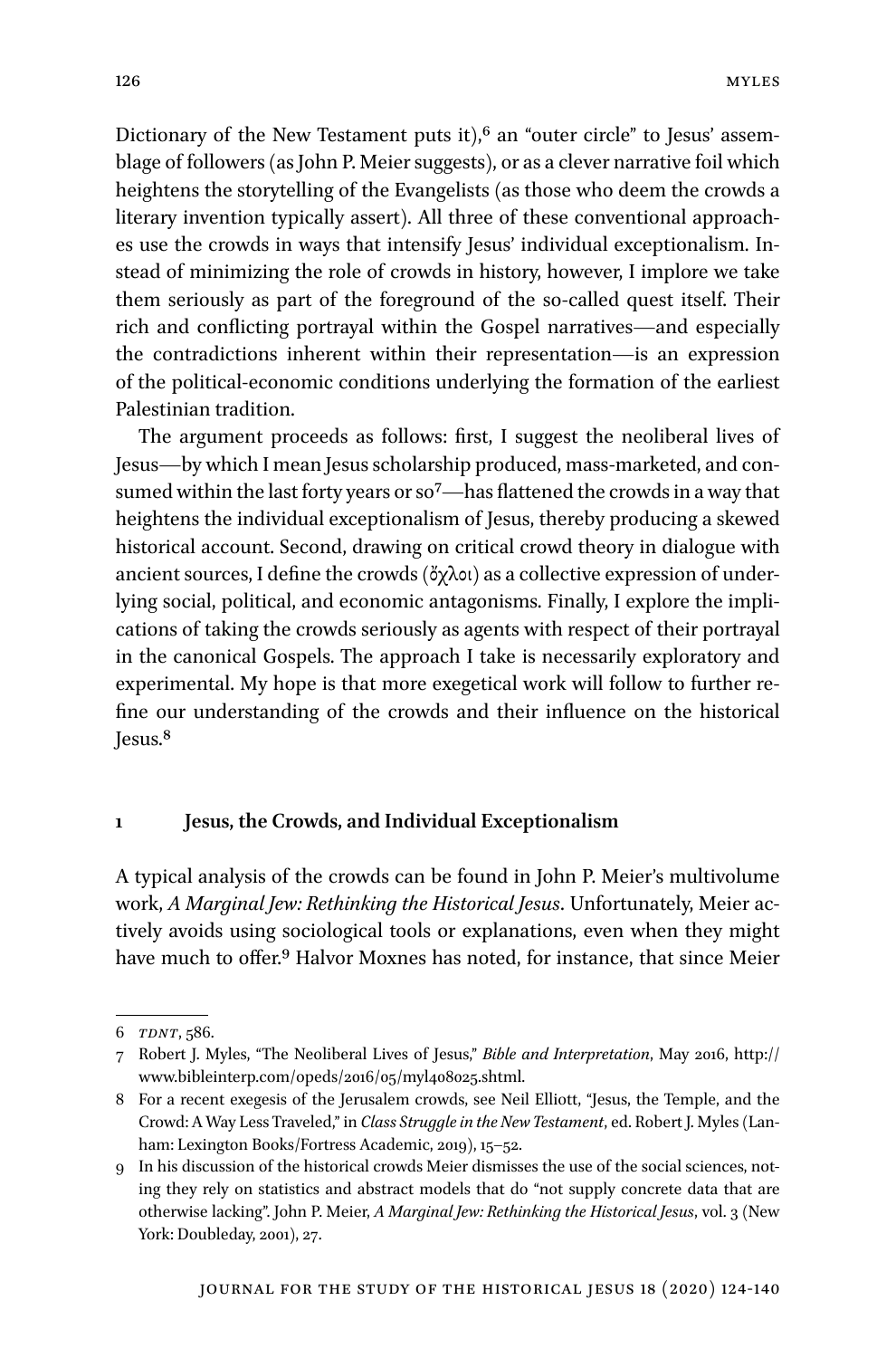Dictionary of the New Testament puts it),[6] an "outer circle" to Jesus' assemblage of followers (as John P. Meier suggests), or as a clever narrative foil which heightens the storytelling of the Evangelists (as those who deem the crowds a literary invention typically assert). All three of these conventional approaches use the crowds in ways that intensify Jesus' individual exceptionalism. Instead of minimizing the role of crowds in history, however, I implore we take them seriously as part of the foreground of the so-called quest itself. Their rich and conflicting portrayal within the Gospel narratives—and especially the contradictions inherent within their representation—is an expression of the political-economic conditions underlying the formation of the earliest Palestinian tradition.

The argument proceeds as follows: first, I suggest the neoliberal lives of Jesus—by which I mean Jesus scholarship produced, mass-marketed, and consumed within the last forty years or so[7]—has flattened the crowds in a way that heightens the individual exceptionalism of Jesus, thereby producing a skewed historical account. Second, drawing on critical crowd theory in dialogue with ancient sources, I define the crowds (ὄχλοι) as a collective expression of underlying social, political, and economic antagonisms. Finally, I explore the implications of taking the crowds seriously as agents with respect of their portrayal in the canonical Gospels. The approach I take is necessarily exploratory and experimental. My hope is that more exegetical work will follow to further refine our understanding of the crowds and their influence on the historical Jesus.[8]

## 1 Jesus, the Crowds, and Individual Exceptionalism

A typical analysis of the crowds can be found in John P. Meier's multivolume work, *A Marginal Jew: Rethinking the Historical Jesus*. Unfortunately, Meier actively avoids using sociological tools or explanations, even when they might have much to offer.[9] Halvor Moxnes has noted, for instance, that since Meier

---

6 *TDNT*, 586.

7 Robert J. Myles, "The Neoliberal Lives of Jesus," *Bible and Interpretation*, May 2016, http://www.bibleinterp.com/opeds/2016/05/myl408025.shtml.

8 For a recent exegesis of the Jerusalem crowds, see Neil Elliott, "Jesus, the Temple, and the Crowd: A Way Less Traveled," in *Class Struggle in the New Testament*, ed. Robert J. Myles (Lanham: Lexington Books/Fortress Academic, 2019), 15–52.

9 In his discussion of the historical crowds Meier dismisses the use of the social sciences, noting they rely on statistics and abstract models that do "not supply concrete data that are otherwise lacking". John P. Meier, *A Marginal Jew: Rethinking the Historical Jesus*, vol. 3 (New York: Doubleday, 2001), 27.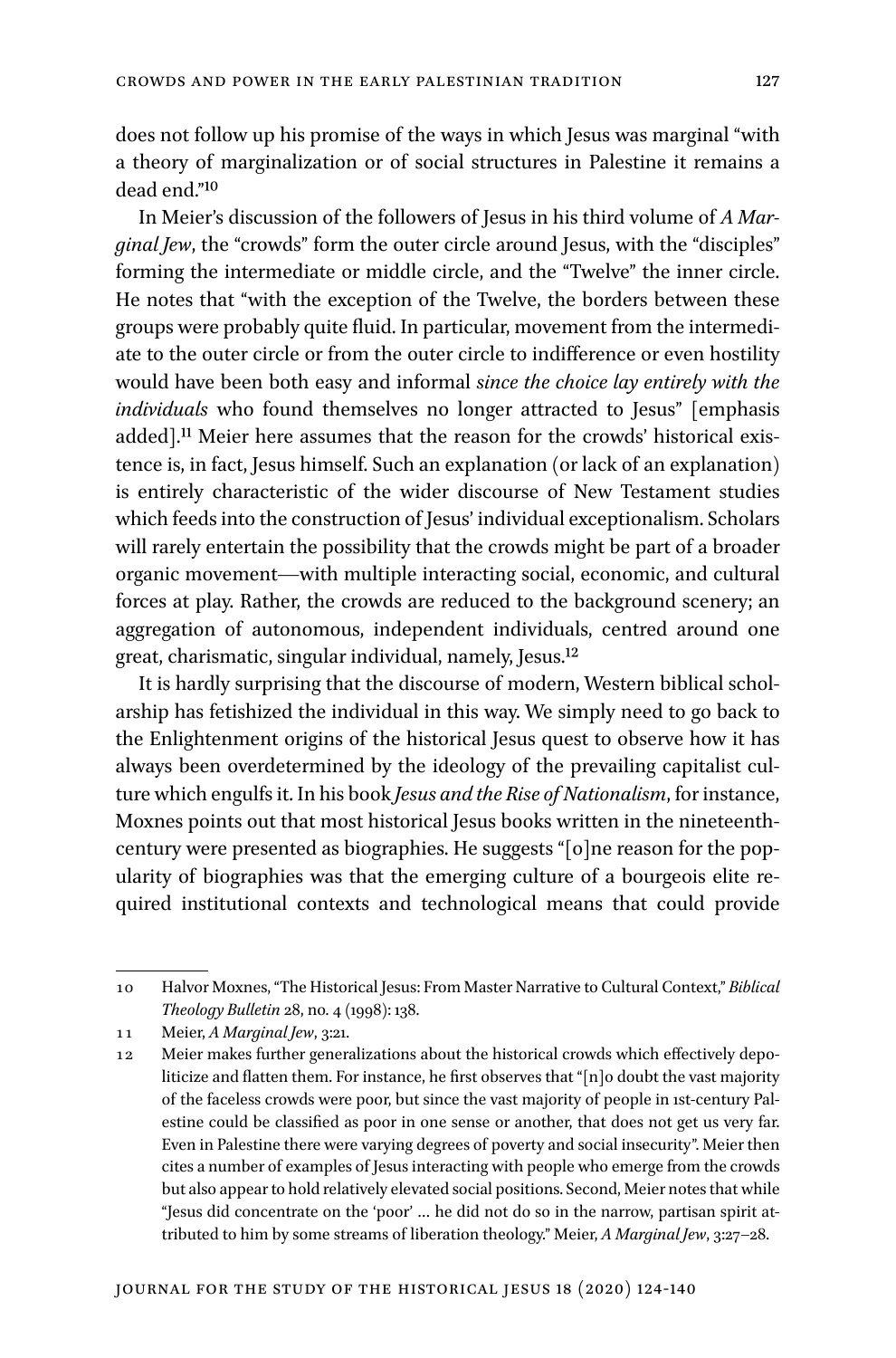does not follow up his promise of the ways in which Jesus was marginal "with a theory of marginalization or of social structures in Palestine it remains a dead end."[10]

In Meier's discussion of the followers of Jesus in his third volume of *A Marginal Jew*, the "crowds" form the outer circle around Jesus, with the "disciples" forming the intermediate or middle circle, and the "Twelve" the inner circle. He notes that "with the exception of the Twelve, the borders between these groups were probably quite fluid. In particular, movement from the intermediate to the outer circle or from the outer circle to indifference or even hostility would have been both easy and informal *since the choice lay entirely with the individuals* who found themselves no longer attracted to Jesus" [emphasis added].[11] Meier here assumes that the reason for the crowds' historical existence is, in fact, Jesus himself. Such an explanation (or lack of an explanation) is entirely characteristic of the wider discourse of New Testament studies which feeds into the construction of Jesus' individual exceptionalism. Scholars will rarely entertain the possibility that the crowds might be part of a broader organic movement—with multiple interacting social, economic, and cultural forces at play. Rather, the crowds are reduced to the background scenery; an aggregation of autonomous, independent individuals, centred around one great, charismatic, singular individual, namely, Jesus.[12]

It is hardly surprising that the discourse of modern, Western biblical scholarship has fetishized the individual in this way. We simply need to go back to the Enlightenment origins of the historical Jesus quest to observe how it has always been overdetermined by the ideology of the prevailing capitalist culture which engulfs it. In his book *Jesus and the Rise of Nationalism*, for instance, Moxnes points out that most historical Jesus books written in the nineteenth-century were presented as biographies. He suggests "[o]ne reason for the popularity of biographies was that the emerging culture of a bourgeois elite required institutional contexts and technological means that could provide

---

10 Halvor Moxnes, "The Historical Jesus: From Master Narrative to Cultural Context," *Biblical Theology Bulletin* 28, no. 4 (1998): 138.

11 Meier, *A Marginal Jew*, 3:21.

12 Meier makes further generalizations about the historical crowds which effectively depoliticize and flatten them. For instance, he first observes that "[n]o doubt the vast majority of the faceless crowds were poor, but since the vast majority of people in 1st-century Palestine could be classified as poor in one sense or another, that does not get us very far. Even in Palestine there were varying degrees of poverty and social insecurity". Meier then cites a number of examples of Jesus interacting with people who emerge from the crowds but also appear to hold relatively elevated social positions. Second, Meier notes that while "Jesus did concentrate on the 'poor' … he did not do so in the narrow, partisan spirit attributed to him by some streams of liberation theology." Meier, *A Marginal Jew*, 3:27–28.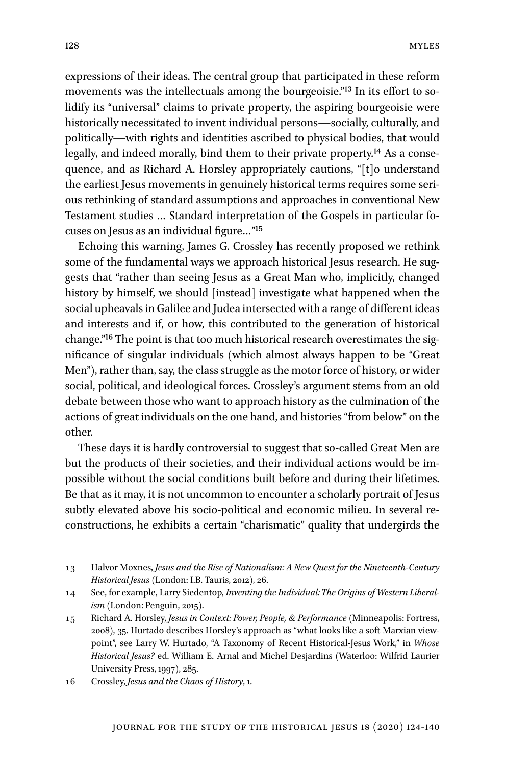expressions of their ideas. The central group that participated in these reform movements was the intellectuals among the bourgeoisie."[13] In its effort to solidify its "universal" claims to private property, the aspiring bourgeoisie were historically necessitated to invent individual persons—socially, culturally, and politically—with rights and identities ascribed to physical bodies, that would legally, and indeed morally, bind them to their private property.[14] As a consequence, and as Richard A. Horsley appropriately cautions, "[t]o understand the earliest Jesus movements in genuinely historical terms requires some serious rethinking of standard assumptions and approaches in conventional New Testament studies … Standard interpretation of the Gospels in particular focuses on Jesus as an individual figure…"[15]

Echoing this warning, James G. Crossley has recently proposed we rethink some of the fundamental ways we approach historical Jesus research. He suggests that "rather than seeing Jesus as a Great Man who, implicitly, changed history by himself, we should [instead] investigate what happened when the social upheavals in Galilee and Judea intersected with a range of different ideas and interests and if, or how, this contributed to the generation of historical change."[16] The point is that too much historical research overestimates the significance of singular individuals (which almost always happen to be "Great Men"), rather than, say, the class struggle as the motor force of history, or wider social, political, and ideological forces. Crossley's argument stems from an old debate between those who want to approach history as the culmination of the actions of great individuals on the one hand, and histories "from below" on the other.

These days it is hardly controversial to suggest that so-called Great Men are but the products of their societies, and their individual actions would be impossible without the social conditions built before and during their lifetimes. Be that as it may, it is not uncommon to encounter a scholarly portrait of Jesus subtly elevated above his socio-political and economic milieu. In several reconstructions, he exhibits a certain "charismatic" quality that undergirds the

---

13 Halvor Moxnes, *Jesus and the Rise of Nationalism: A New Quest for the Nineteenth-Century Historical Jesus* (London: I.B. Tauris, 2012), 26.

14 See, for example, Larry Siedentop, *Inventing the Individual: The Origins of Western Liberalism* (London: Penguin, 2015).

15 Richard A. Horsley, *Jesus in Context: Power, People, & Performance* (Minneapolis: Fortress, 2008), 35. Hurtado describes Horsley's approach as "what looks like a soft Marxian viewpoint", see Larry W. Hurtado, "A Taxonomy of Recent Historical-Jesus Work," in *Whose Historical Jesus?* ed. William E. Arnal and Michel Desjardins (Waterloo: Wilfrid Laurier University Press, 1997), 285.

16 Crossley, *Jesus and the Chaos of History*, 1.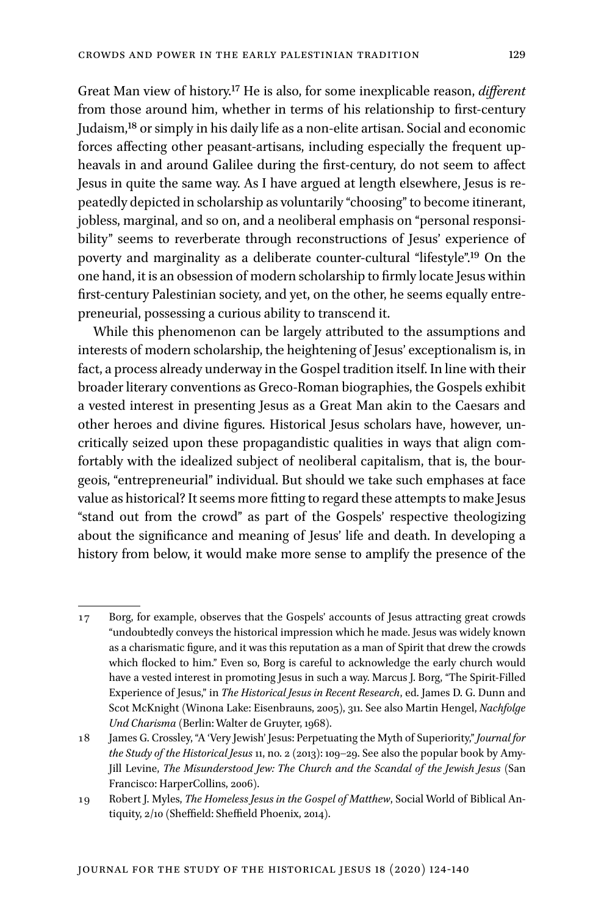Great Man view of history.[17] He is also, for some inexplicable reason, *different* from those around him, whether in terms of his relationship to first-century Judaism,[18] or simply in his daily life as a non-elite artisan. Social and economic forces affecting other peasant-artisans, including especially the frequent upheavals in and around Galilee during the first-century, do not seem to affect Jesus in quite the same way. As I have argued at length elsewhere, Jesus is repeatedly depicted in scholarship as voluntarily "choosing" to become itinerant, jobless, marginal, and so on, and a neoliberal emphasis on "personal responsibility" seems to reverberate through reconstructions of Jesus' experience of poverty and marginality as a deliberate counter-cultural "lifestyle".[19] On the one hand, it is an obsession of modern scholarship to firmly locate Jesus within first-century Palestinian society, and yet, on the other, he seems equally entrepreneurial, possessing a curious ability to transcend it.

While this phenomenon can be largely attributed to the assumptions and interests of modern scholarship, the heightening of Jesus' exceptionalism is, in fact, a process already underway in the Gospel tradition itself. In line with their broader literary conventions as Greco-Roman biographies, the Gospels exhibit a vested interest in presenting Jesus as a Great Man akin to the Caesars and other heroes and divine figures. Historical Jesus scholars have, however, uncritically seized upon these propagandistic qualities in ways that align comfortably with the idealized subject of neoliberal capitalism, that is, the bourgeois, "entrepreneurial" individual. But should we take such emphases at face value as historical? It seems more fitting to regard these attempts to make Jesus "stand out from the crowd" as part of the Gospels' respective theologizing about the significance and meaning of Jesus' life and death. In developing a history from below, it would make more sense to amplify the presence of the

---

17 Borg, for example, observes that the Gospels' accounts of Jesus attracting great crowds "undoubtedly conveys the historical impression which he made. Jesus was widely known as a charismatic figure, and it was this reputation as a man of Spirit that drew the crowds which flocked to him." Even so, Borg is careful to acknowledge the early church would have a vested interest in promoting Jesus in such a way. Marcus J. Borg, "The Spirit-Filled Experience of Jesus," in *The Historical Jesus in Recent Research*, ed. James D. G. Dunn and Scot McKnight (Winona Lake: Eisenbrauns, 2005), 311. See also Martin Hengel, *Nachfolge Und Charisma* (Berlin: Walter de Gruyter, 1968).

18 James G. Crossley, "A 'Very Jewish' Jesus: Perpetuating the Myth of Superiority," *Journal for the Study of the Historical Jesus* 11, no. 2 (2013): 109–29. See also the popular book by Amy-Jill Levine, *The Misunderstood Jew: The Church and the Scandal of the Jewish Jesus* (San Francisco: HarperCollins, 2006).

19 Robert J. Myles, *The Homeless Jesus in the Gospel of Matthew*, Social World of Biblical Antiquity, 2/10 (Sheffield: Sheffield Phoenix, 2014).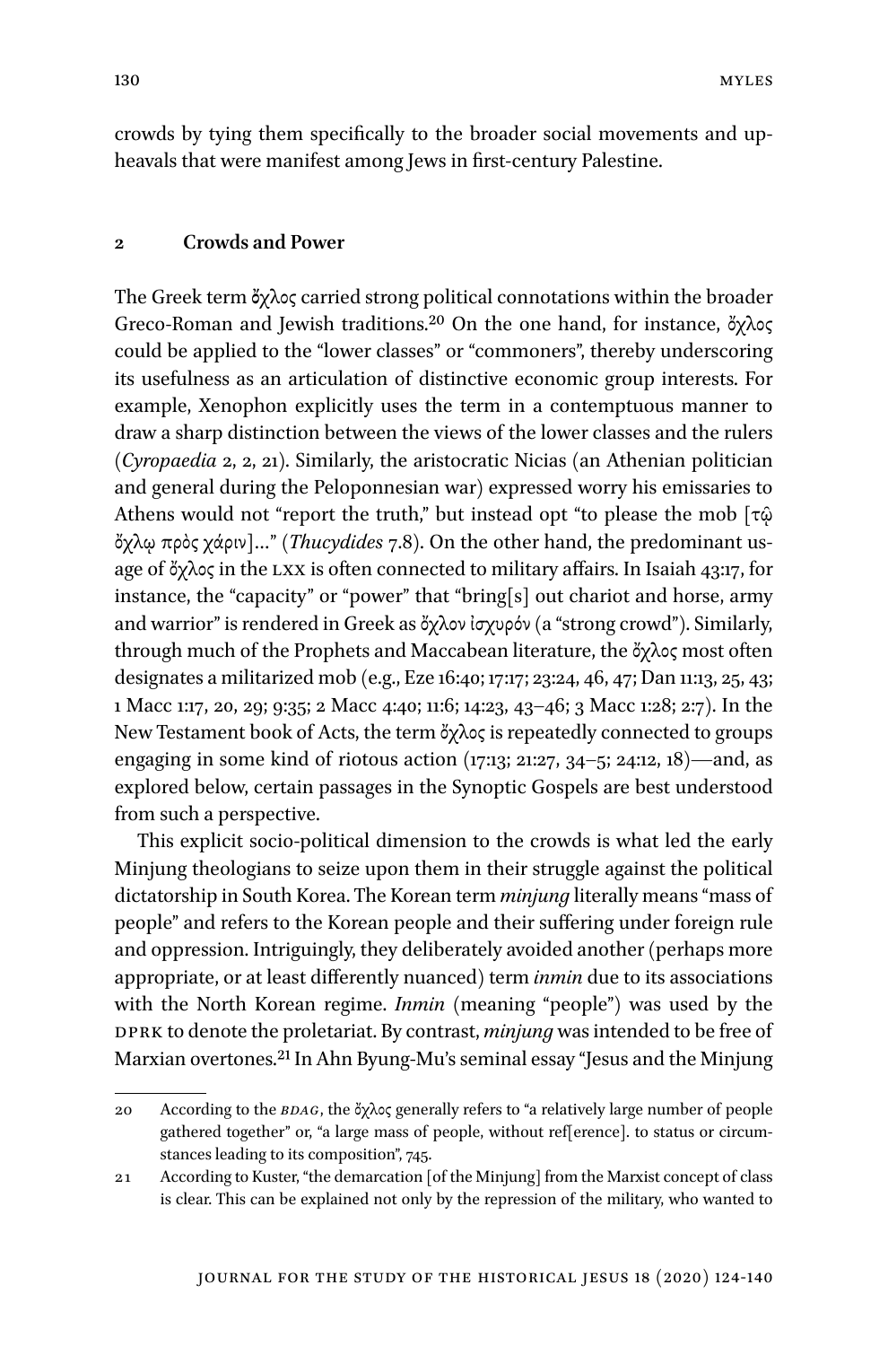crowds by tying them specifically to the broader social movements and upheavals that were manifest among Jews in first-century Palestine.

## 2 Crowds and Power

The Greek term ὄχλος carried strong political connotations within the broader Greco-Roman and Jewish traditions.[20] On the one hand, for instance, ὄχλος could be applied to the "lower classes" or "commoners", thereby underscoring its usefulness as an articulation of distinctive economic group interests. For example, Xenophon explicitly uses the term in a contemptuous manner to draw a sharp distinction between the views of the lower classes and the rulers (*Cyropaedia* 2, 2, 21). Similarly, the aristocratic Nicias (an Athenian politician and general during the Peloponnesian war) expressed worry his emissaries to Athens would not "report the truth," but instead opt "to please the mob [τῷ ὄχλῳ πρὸς χάριν]…" (*Thucydides* 7.8). On the other hand, the predominant usage of ὄχλος in the LXX is often connected to military affairs. In Isaiah 43:17, for instance, the "capacity" or "power" that "bring[s] out chariot and horse, army and warrior" is rendered in Greek as ὄχλον ἰσχυρόν (a "strong crowd"). Similarly, through much of the Prophets and Maccabean literature, the ὄχλος most often designates a militarized mob (e.g., Eze 16:40; 17:17; 23:24, 46, 47; Dan 11:13, 25, 43; 1 Macc 1:17, 20, 29; 9:35; 2 Macc 4:40; 11:6; 14:23, 43–46; 3 Macc 1:28; 2:7). In the New Testament book of Acts, the term ὄχλος is repeatedly connected to groups engaging in some kind of riotous action (17:13; 21:27, 34–5; 24:12, 18)—and, as explored below, certain passages in the Synoptic Gospels are best understood from such a perspective.

This explicit socio-political dimension to the crowds is what led the early Minjung theologians to seize upon them in their struggle against the political dictatorship in South Korea. The Korean term *minjung* literally means "mass of people" and refers to the Korean people and their suffering under foreign rule and oppression. Intriguingly, they deliberately avoided another (perhaps more appropriate, or at least differently nuanced) term *inmin* due to its associations with the North Korean regime. *Inmin* (meaning "people") was used by the DPRK to denote the proletariat. By contrast, *minjung* was intended to be free of Marxian overtones.[21] In Ahn Byung-Mu's seminal essay "Jesus and the Minjung

---

20 According to the *BDAG*, the ὄχλος generally refers to "a relatively large number of people gathered together" or, "a large mass of people, without ref[erence]. to status or circumstances leading to its composition", 745.

21 According to Kuster, "the demarcation [of the Minjung] from the Marxist concept of class is clear. This can be explained not only by the repression of the military, who wanted to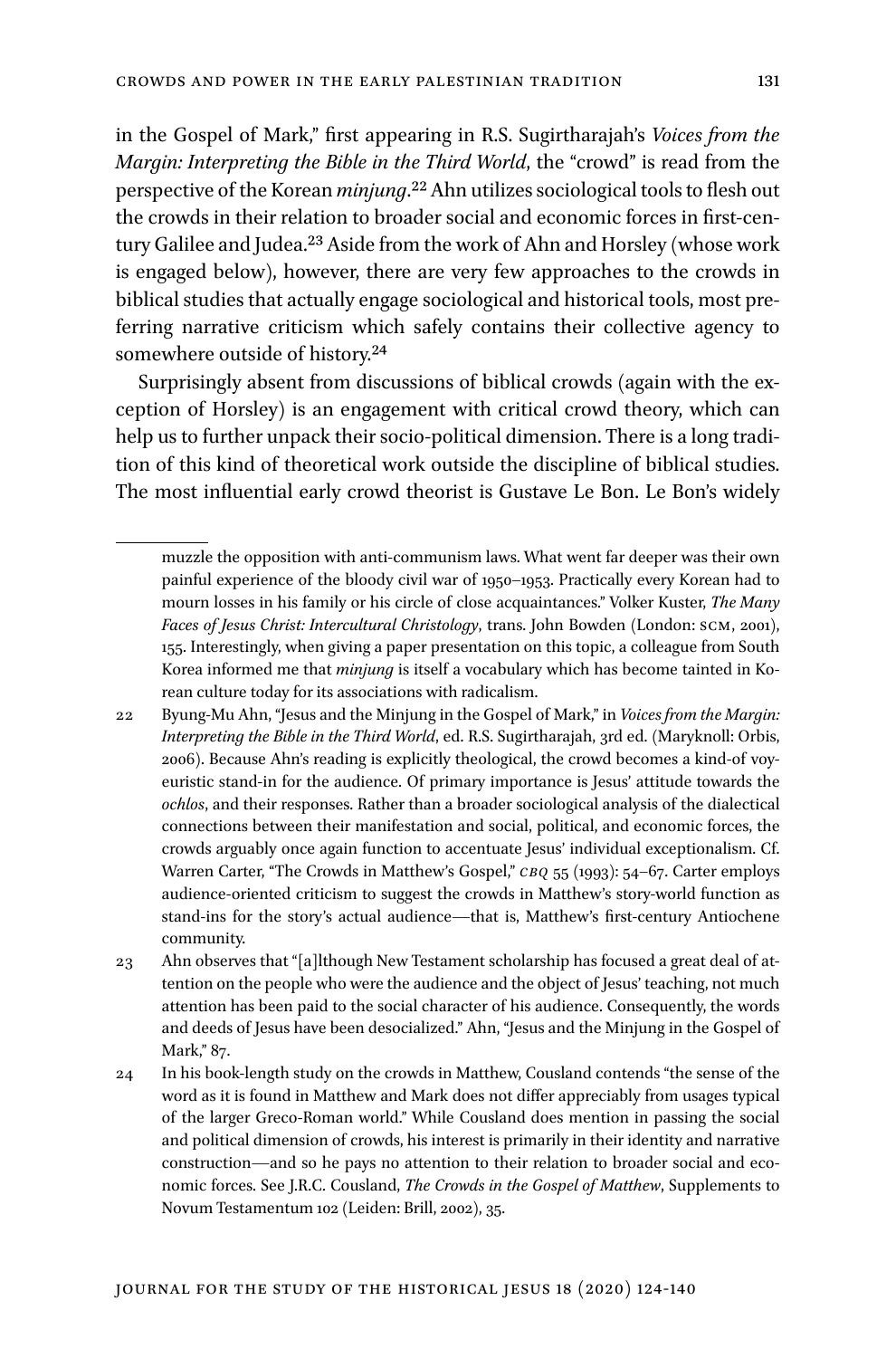in the Gospel of Mark," first appearing in R.S. Sugirtharajah's *Voices from the Margin: Interpreting the Bible in the Third World*, the "crowd" is read from the perspective of the Korean *minjung*.[22] Ahn utilizes sociological tools to flesh out the crowds in their relation to broader social and economic forces in first-century Galilee and Judea.[23] Aside from the work of Ahn and Horsley (whose work is engaged below), however, there are very few approaches to the crowds in biblical studies that actually engage sociological and historical tools, most preferring narrative criticism which safely contains their collective agency to somewhere outside of history.[24]

Surprisingly absent from discussions of biblical crowds (again with the exception of Horsley) is an engagement with critical crowd theory, which can help us to further unpack their socio-political dimension. There is a long tradition of this kind of theoretical work outside the discipline of biblical studies. The most influential early crowd theorist is Gustave Le Bon. Le Bon's widely

---

muzzle the opposition with anti-communism laws. What went far deeper was their own painful experience of the bloody civil war of 1950–1953. Practically every Korean had to mourn losses in his family or his circle of close acquaintances." Volker Kuster, *The Many Faces of Jesus Christ: Intercultural Christology*, trans. John Bowden (London: SCM, 2001), 155. Interestingly, when giving a paper presentation on this topic, a colleague from South Korea informed me that *minjung* is itself a vocabulary which has become tainted in Korean culture today for its associations with radicalism.

22 Byung-Mu Ahn, "Jesus and the Minjung in the Gospel of Mark," in *Voices from the Margin: Interpreting the Bible in the Third World*, ed. R.S. Sugirtharajah, 3rd ed. (Maryknoll: Orbis, 2006). Because Ahn's reading is explicitly theological, the crowd becomes a kind-of voyeuristic stand-in for the audience. Of primary importance is Jesus' attitude towards the *ochlos*, and their responses. Rather than a broader sociological analysis of the dialectical connections between their manifestation and social, political, and economic forces, the crowds arguably once again function to accentuate Jesus' individual exceptionalism. Cf. Warren Carter, "The Crowds in Matthew's Gospel," *CBQ* 55 (1993): 54–67. Carter employs audience-oriented criticism to suggest the crowds in Matthew's story-world function as stand-ins for the story's actual audience—that is, Matthew's first-century Antiochene community.

23 Ahn observes that "[a]lthough New Testament scholarship has focused a great deal of attention on the people who were the audience and the object of Jesus' teaching, not much attention has been paid to the social character of his audience. Consequently, the words and deeds of Jesus have been desocialized." Ahn, "Jesus and the Minjung in the Gospel of Mark," 87.

24 In his book-length study on the crowds in Matthew, Cousland contends "the sense of the word as it is found in Matthew and Mark does not differ appreciably from usages typical of the larger Greco-Roman world." While Cousland does mention in passing the social and political dimension of crowds, his interest is primarily in their identity and narrative construction—and so he pays no attention to their relation to broader social and economic forces. See J.R.C. Cousland, *The Crowds in the Gospel of Matthew*, Supplements to Novum Testamentum 102 (Leiden: Brill, 2002), 35.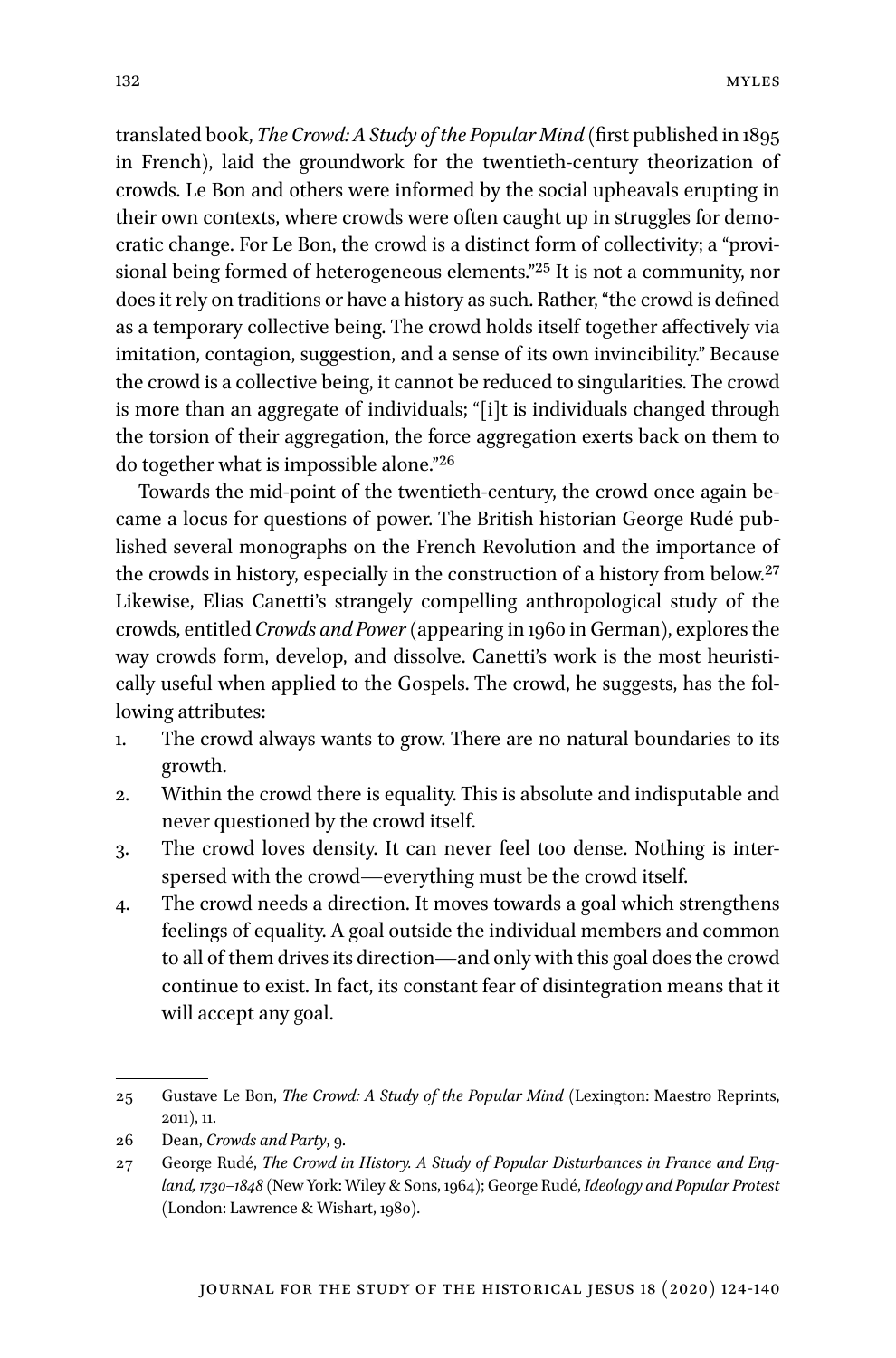translated book, *The Crowd: A Study of the Popular Mind* (first published in 1895 in French), laid the groundwork for the twentieth-century theorization of crowds. Le Bon and others were informed by the social upheavals erupting in their own contexts, where crowds were often caught up in struggles for democratic change. For Le Bon, the crowd is a distinct form of collectivity; a "provisional being formed of heterogeneous elements."[25] It is not a community, nor does it rely on traditions or have a history as such. Rather, "the crowd is defined as a temporary collective being. The crowd holds itself together affectively via imitation, contagion, suggestion, and a sense of its own invincibility." Because the crowd is a collective being, it cannot be reduced to singularities. The crowd is more than an aggregate of individuals; "[i]t is individuals changed through the torsion of their aggregation, the force aggregation exerts back on them to do together what is impossible alone."[26]

Towards the mid-point of the twentieth-century, the crowd once again became a locus for questions of power. The British historian George Rudé published several monographs on the French Revolution and the importance of the crowds in history, especially in the construction of a history from below.[27] Likewise, Elias Canetti's strangely compelling anthropological study of the crowds, entitled *Crowds and Power* (appearing in 1960 in German), explores the way crowds form, develop, and dissolve. Canetti's work is the most heuristically useful when applied to the Gospels. The crowd, he suggests, has the following attributes:

1. The crowd always wants to grow. There are no natural boundaries to its growth.
2. Within the crowd there is equality. This is absolute and indisputable and never questioned by the crowd itself.
3. The crowd loves density. It can never feel too dense. Nothing is interspersed with the crowd—everything must be the crowd itself.
4. The crowd needs a direction. It moves towards a goal which strengthens feelings of equality. A goal outside the individual members and common to all of them drives its direction—and only with this goal does the crowd continue to exist. In fact, its constant fear of disintegration means that it will accept any goal.

---

25 Gustave Le Bon, *The Crowd: A Study of the Popular Mind* (Lexington: Maestro Reprints, 2011), 11.

26 Dean, *Crowds and Party*, 9.

27 George Rudé, *The Crowd in History. A Study of Popular Disturbances in France and England, 1730–1848* (New York: Wiley & Sons, 1964); George Rudé, *Ideology and Popular Protest* (London: Lawrence & Wishart, 1980).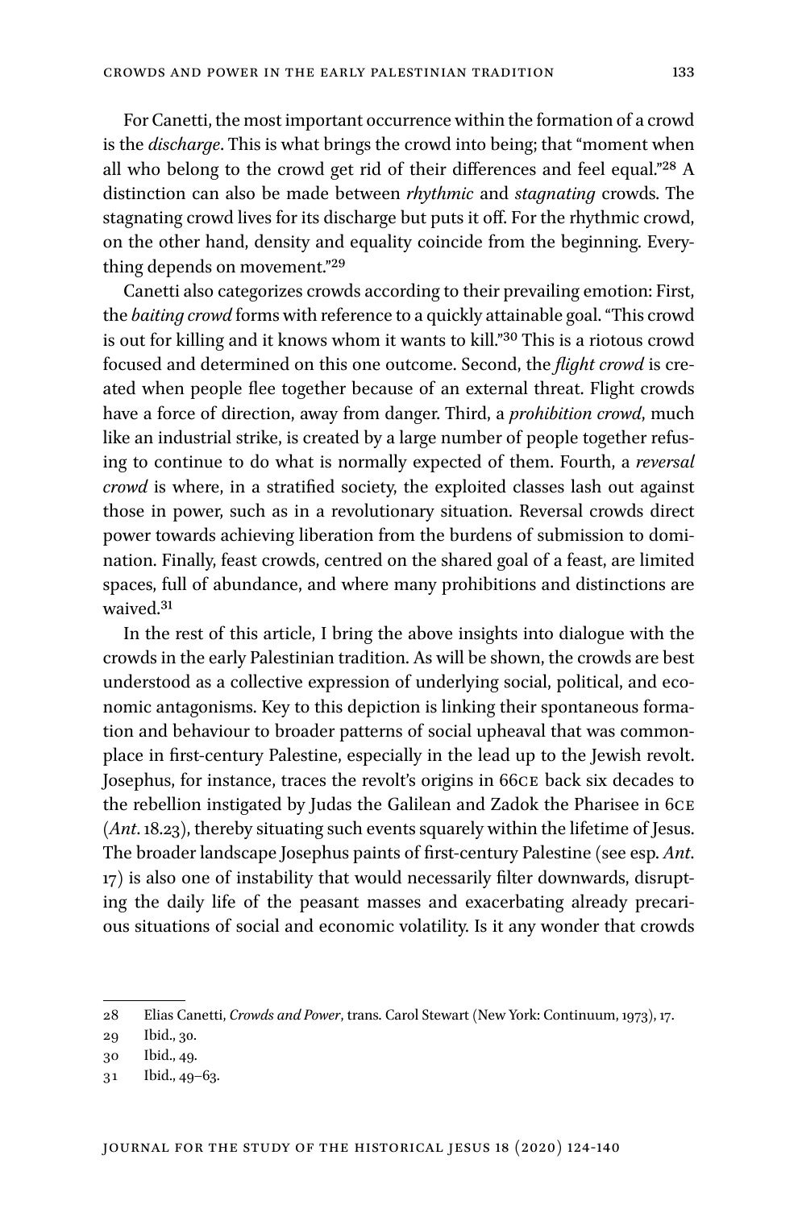For Canetti, the most important occurrence within the formation of a crowd is the *discharge*. This is what brings the crowd into being; that "moment when all who belong to the crowd get rid of their differences and feel equal."[28] A distinction can also be made between *rhythmic* and *stagnating* crowds. The stagnating crowd lives for its discharge but puts it off. For the rhythmic crowd, on the other hand, density and equality coincide from the beginning. Everything depends on movement."[29]

Canetti also categorizes crowds according to their prevailing emotion: First, the *baiting crowd* forms with reference to a quickly attainable goal. "This crowd is out for killing and it knows whom it wants to kill."[30] This is a riotous crowd focused and determined on this one outcome. Second, the *flight crowd* is created when people flee together because of an external threat. Flight crowds have a force of direction, away from danger. Third, a *prohibition crowd*, much like an industrial strike, is created by a large number of people together refusing to continue to do what is normally expected of them. Fourth, a *reversal crowd* is where, in a stratified society, the exploited classes lash out against those in power, such as in a revolutionary situation. Reversal crowds direct power towards achieving liberation from the burdens of submission to domination. Finally, feast crowds, centred on the shared goal of a feast, are limited spaces, full of abundance, and where many prohibitions and distinctions are waived.[31]

In the rest of this article, I bring the above insights into dialogue with the crowds in the early Palestinian tradition. As will be shown, the crowds are best understood as a collective expression of underlying social, political, and economic antagonisms. Key to this depiction is linking their spontaneous formation and behaviour to broader patterns of social upheaval that was commonplace in first-century Palestine, especially in the lead up to the Jewish revolt. Josephus, for instance, traces the revolt's origins in 66CE back six decades to the rebellion instigated by Judas the Galilean and Zadok the Pharisee in 6CE (*Ant*. 18.23), thereby situating such events squarely within the lifetime of Jesus. The broader landscape Josephus paints of first-century Palestine (see esp. *Ant*. 17) is also one of instability that would necessarily filter downwards, disrupting the daily life of the peasant masses and exacerbating already precarious situations of social and economic volatility. Is it any wonder that crowds

---

28 Elias Canetti, *Crowds and Power*, trans. Carol Stewart (New York: Continuum, 1973), 17.

29 Ibid., 30.

30 Ibid., 49.

31 Ibid., 49–63.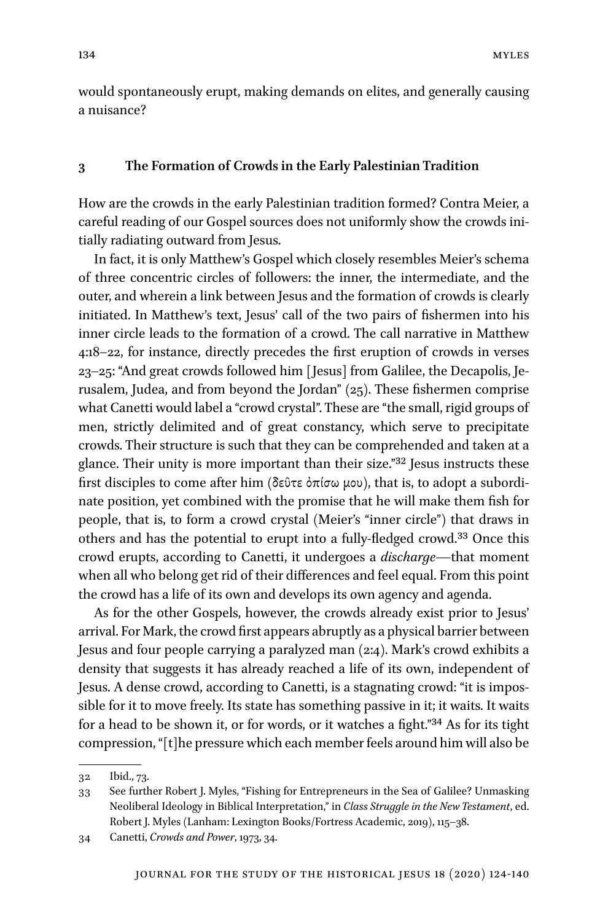would spontaneously erupt, making demands on elites, and generally causing a nuisance?

## 3 The Formation of Crowds in the Early Palestinian Tradition

How are the crowds in the early Palestinian tradition formed? Contra Meier, a careful reading of our Gospel sources does not uniformly show the crowds initially radiating outward from Jesus.

In fact, it is only Matthew's Gospel which closely resembles Meier's schema of three concentric circles of followers: the inner, the intermediate, and the outer, and wherein a link between Jesus and the formation of crowds is clearly initiated. In Matthew's text, Jesus' call of the two pairs of fishermen into his inner circle leads to the formation of a crowd. The call narrative in Matthew 4:18–22, for instance, directly precedes the first eruption of crowds in verses 23–25: "And great crowds followed him [Jesus] from Galilee, the Decapolis, Jerusalem, Judea, and from beyond the Jordan" (25). These fishermen comprise what Canetti would label a "crowd crystal". These are "the small, rigid groups of men, strictly delimited and of great constancy, which serve to precipitate crowds. Their structure is such that they can be comprehended and taken at a glance. Their unity is more important than their size."[32] Jesus instructs these first disciples to come after him (δεῦτε ὀπίσω μου), that is, to adopt a subordinate position, yet combined with the promise that he will make them fish for people, that is, to form a crowd crystal (Meier's "inner circle") that draws in others and has the potential to erupt into a fully-fledged crowd.[33] Once this crowd erupts, according to Canetti, it undergoes a *discharge*—that moment when all who belong get rid of their differences and feel equal. From this point the crowd has a life of its own and develops its own agency and agenda.

As for the other Gospels, however, the crowds already exist prior to Jesus' arrival. For Mark, the crowd first appears abruptly as a physical barrier between Jesus and four people carrying a paralyzed man (2:4). Mark's crowd exhibits a density that suggests it has already reached a life of its own, independent of Jesus. A dense crowd, according to Canetti, is a stagnating crowd: "it is impossible for it to move freely. Its state has something passive in it; it waits. It waits for a head to be shown it, or for words, or it watches a fight."[34] As for its tight compression, "[t]he pressure which each member feels around him will also be

---

32 Ibid., 73.

33 See further Robert J. Myles, "Fishing for Entrepreneurs in the Sea of Galilee? Unmasking Neoliberal Ideology in Biblical Interpretation," in *Class Struggle in the New Testament*, ed. Robert J. Myles (Lanham: Lexington Books/Fortress Academic, 2019), 115–38.

34 Canetti, *Crowds and Power*, 1973, 34.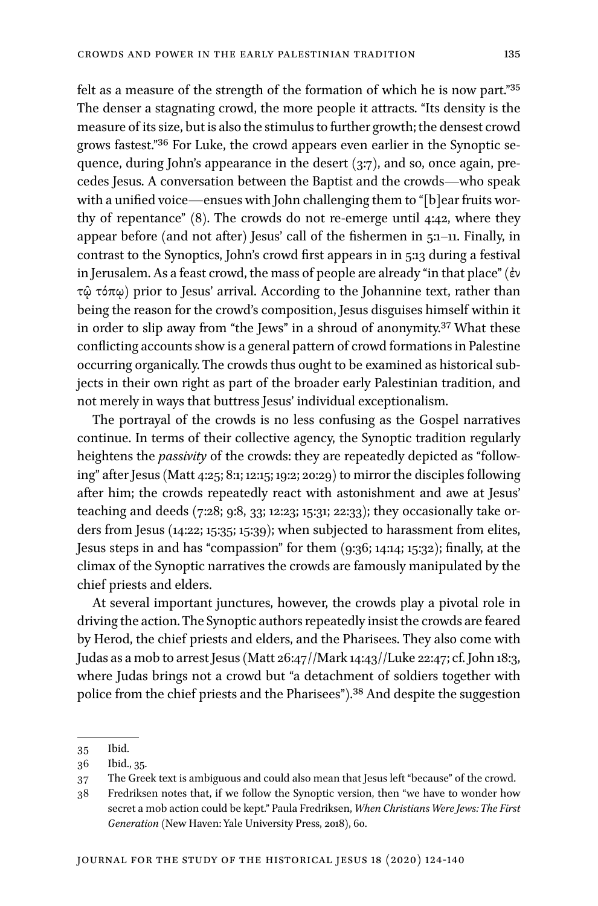felt as a measure of the strength of the formation of which he is now part."[35] The denser a stagnating crowd, the more people it attracts. "Its density is the measure of its size, but is also the stimulus to further growth; the densest crowd grows fastest."[36] For Luke, the crowd appears even earlier in the Synoptic sequence, during John's appearance in the desert (3:7), and so, once again, precedes Jesus. A conversation between the Baptist and the crowds—who speak with a unified voice—ensues with John challenging them to "[b]ear fruits worthy of repentance" (8). The crowds do not re-emerge until 4:42, where they appear before (and not after) Jesus' call of the fishermen in 5:1–11. Finally, in contrast to the Synoptics, John's crowd first appears in in 5:13 during a festival in Jerusalem. As a feast crowd, the mass of people are already "in that place" (ἐν τῷ τόπῳ) prior to Jesus' arrival. According to the Johannine text, rather than being the reason for the crowd's composition, Jesus disguises himself within it in order to slip away from "the Jews" in a shroud of anonymity.[37] What these conflicting accounts show is a general pattern of crowd formations in Palestine occurring organically. The crowds thus ought to be examined as historical subjects in their own right as part of the broader early Palestinian tradition, and not merely in ways that buttress Jesus' individual exceptionalism.

The portrayal of the crowds is no less confusing as the Gospel narratives continue. In terms of their collective agency, the Synoptic tradition regularly heightens the *passivity* of the crowds: they are repeatedly depicted as "following" after Jesus (Matt 4:25; 8:1; 12:15; 19:2; 20:29) to mirror the disciples following after him; the crowds repeatedly react with astonishment and awe at Jesus' teaching and deeds (7:28; 9:8, 33; 12:23; 15:31; 22:33); they occasionally take orders from Jesus (14:22; 15:35; 15:39); when subjected to harassment from elites, Jesus steps in and has "compassion" for them (9:36; 14:14; 15:32); finally, at the climax of the Synoptic narratives the crowds are famously manipulated by the chief priests and elders.

At several important junctures, however, the crowds play a pivotal role in driving the action. The Synoptic authors repeatedly insist the crowds are feared by Herod, the chief priests and elders, and the Pharisees. They also come with Judas as a mob to arrest Jesus (Matt 26:47//Mark 14:43//Luke 22:47; cf. John 18:3, where Judas brings not a crowd but "a detachment of soldiers together with police from the chief priests and the Pharisees").[38] And despite the suggestion

---

35 Ibid.

36 Ibid., 35.

37 The Greek text is ambiguous and could also mean that Jesus left "because" of the crowd.

38 Fredriksen notes that, if we follow the Synoptic version, then "we have to wonder how secret a mob action could be kept." Paula Fredriksen, *When Christians Were Jews: The First Generation* (New Haven: Yale University Press, 2018), 60.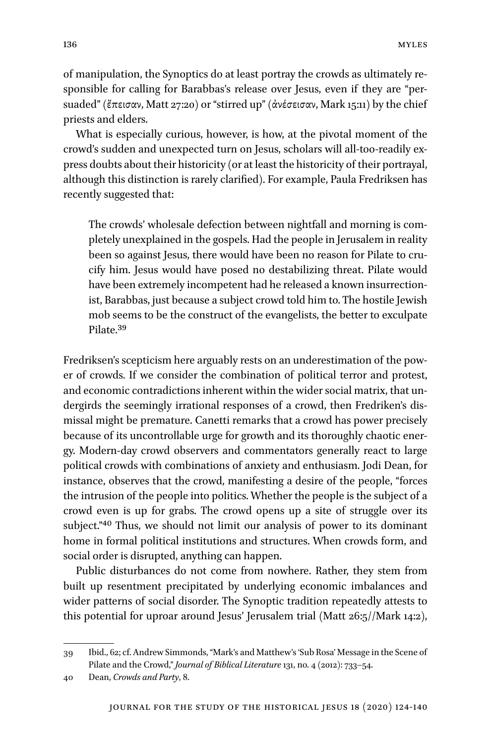of manipulation, the Synoptics do at least portray the crowds as ultimately responsible for calling for Barabbas's release over Jesus, even if they are "persuaded" (ἔπεισαν, Matt 27:20) or "stirred up" (ἀνέσεισαν, Mark 15:11) by the chief priests and elders.

What is especially curious, however, is how, at the pivotal moment of the crowd's sudden and unexpected turn on Jesus, scholars will all-too-readily express doubts about their historicity (or at least the historicity of their portrayal, although this distinction is rarely clarified). For example, Paula Fredriksen has recently suggested that:

> The crowds' wholesale defection between nightfall and morning is completely unexplained in the gospels. Had the people in Jerusalem in reality been so against Jesus, there would have been no reason for Pilate to crucify him. Jesus would have posed no destabilizing threat. Pilate would have been extremely incompetent had he released a known insurrectionist, Barabbas, just because a subject crowd told him to. The hostile Jewish mob seems to be the construct of the evangelists, the better to exculpate Pilate.[39]

Fredriksen's scepticism here arguably rests on an underestimation of the power of crowds. If we consider the combination of political terror and protest, and economic contradictions inherent within the wider social matrix, that undergirds the seemingly irrational responses of a crowd, then Fredriken's dismissal might be premature. Canetti remarks that a crowd has power precisely because of its uncontrollable urge for growth and its thoroughly chaotic energy. Modern-day crowd observers and commentators generally react to large political crowds with combinations of anxiety and enthusiasm. Jodi Dean, for instance, observes that the crowd, manifesting a desire of the people, "forces the intrusion of the people into politics. Whether the people is the subject of a crowd even is up for grabs. The crowd opens up a site of struggle over its subject."[40] Thus, we should not limit our analysis of power to its dominant home in formal political institutions and structures. When crowds form, and social order is disrupted, anything can happen.

Public disturbances do not come from nowhere. Rather, they stem from built up resentment precipitated by underlying economic imbalances and wider patterns of social disorder. The Synoptic tradition repeatedly attests to this potential for uproar around Jesus' Jerusalem trial (Matt 26:5//Mark 14:2),

---

39 Ibid., 62; cf. Andrew Simmonds, "Mark's and Matthew's 'Sub Rosa' Message in the Scene of Pilate and the Crowd," *Journal of Biblical Literature* 131, no. 4 (2012): 733–54.

40 Dean, *Crowds and Party*, 8.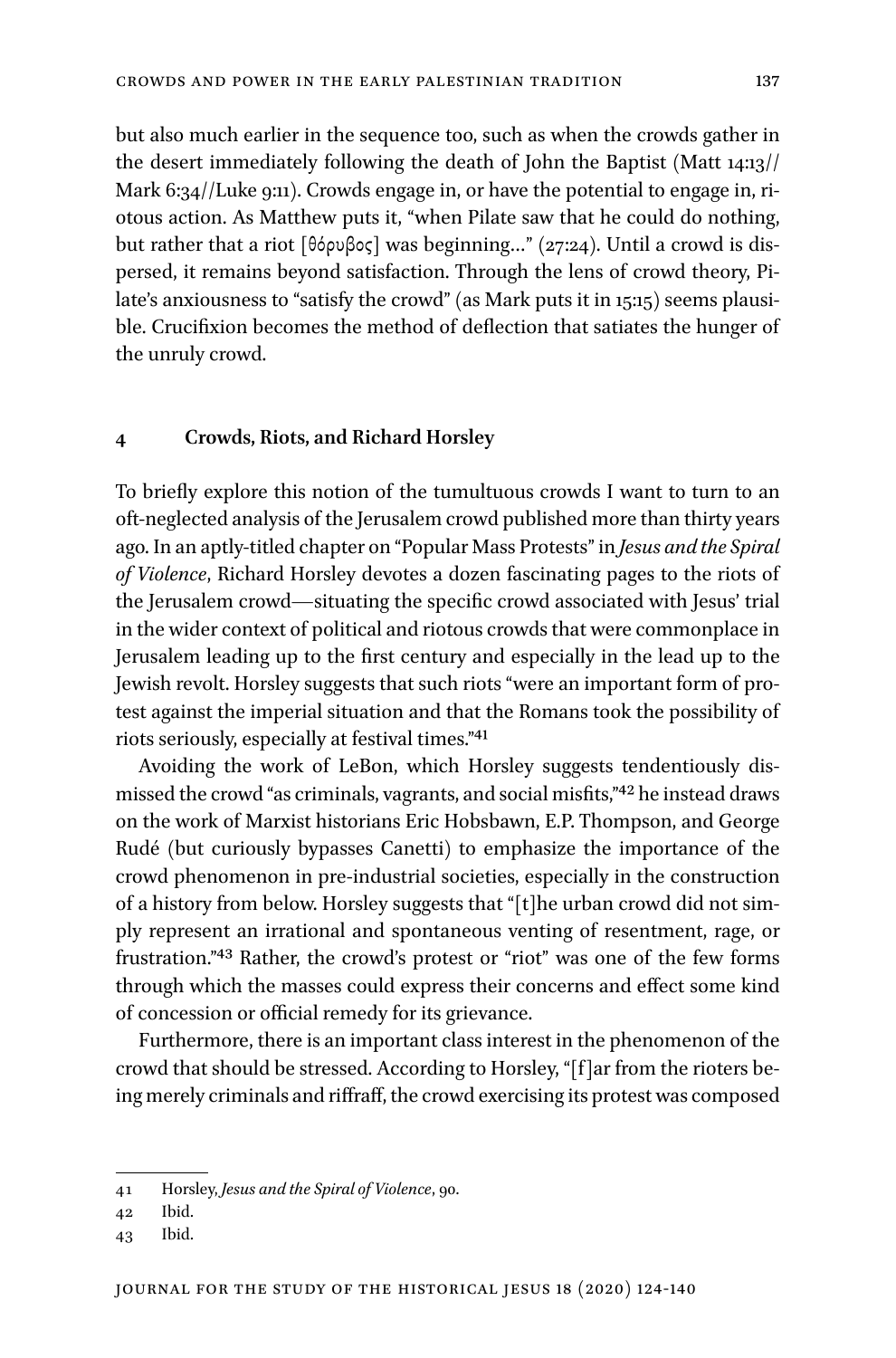but also much earlier in the sequence too, such as when the crowds gather in the desert immediately following the death of John the Baptist (Matt 14:13//Mark 6:34//Luke 9:11). Crowds engage in, or have the potential to engage in, riotous action. As Matthew puts it, "when Pilate saw that he could do nothing, but rather that a riot [θόρυβος] was beginning…" (27:24). Until a crowd is dispersed, it remains beyond satisfaction. Through the lens of crowd theory, Pilate's anxiousness to "satisfy the crowd" (as Mark puts it in 15:15) seems plausible. Crucifixion becomes the method of deflection that satiates the hunger of the unruly crowd.

## 4 Crowds, Riots, and Richard Horsley

To briefly explore this notion of the tumultuous crowds I want to turn to an oft-neglected analysis of the Jerusalem crowd published more than thirty years ago. In an aptly-titled chapter on "Popular Mass Protests" in *Jesus and the Spiral of Violence*, Richard Horsley devotes a dozen fascinating pages to the riots of the Jerusalem crowd—situating the specific crowd associated with Jesus' trial in the wider context of political and riotous crowds that were commonplace in Jerusalem leading up to the first century and especially in the lead up to the Jewish revolt. Horsley suggests that such riots "were an important form of protest against the imperial situation and that the Romans took the possibility of riots seriously, especially at festival times."[41]

Avoiding the work of LeBon, which Horsley suggests tendentiously dismissed the crowd "as criminals, vagrants, and social misfits,"[42] he instead draws on the work of Marxist historians Eric Hobsbawn, E.P. Thompson, and George Rudé (but curiously bypasses Canetti) to emphasize the importance of the crowd phenomenon in pre-industrial societies, especially in the construction of a history from below. Horsley suggests that "[t]he urban crowd did not simply represent an irrational and spontaneous venting of resentment, rage, or frustration."[43] Rather, the crowd's protest or "riot" was one of the few forms through which the masses could express their concerns and effect some kind of concession or official remedy for its grievance.

Furthermore, there is an important class interest in the phenomenon of the crowd that should be stressed. According to Horsley, "[f]ar from the rioters being merely criminals and riffraff, the crowd exercising its protest was composed

---

41 Horsley, *Jesus and the Spiral of Violence*, 90.

42 Ibid.

43 Ibid.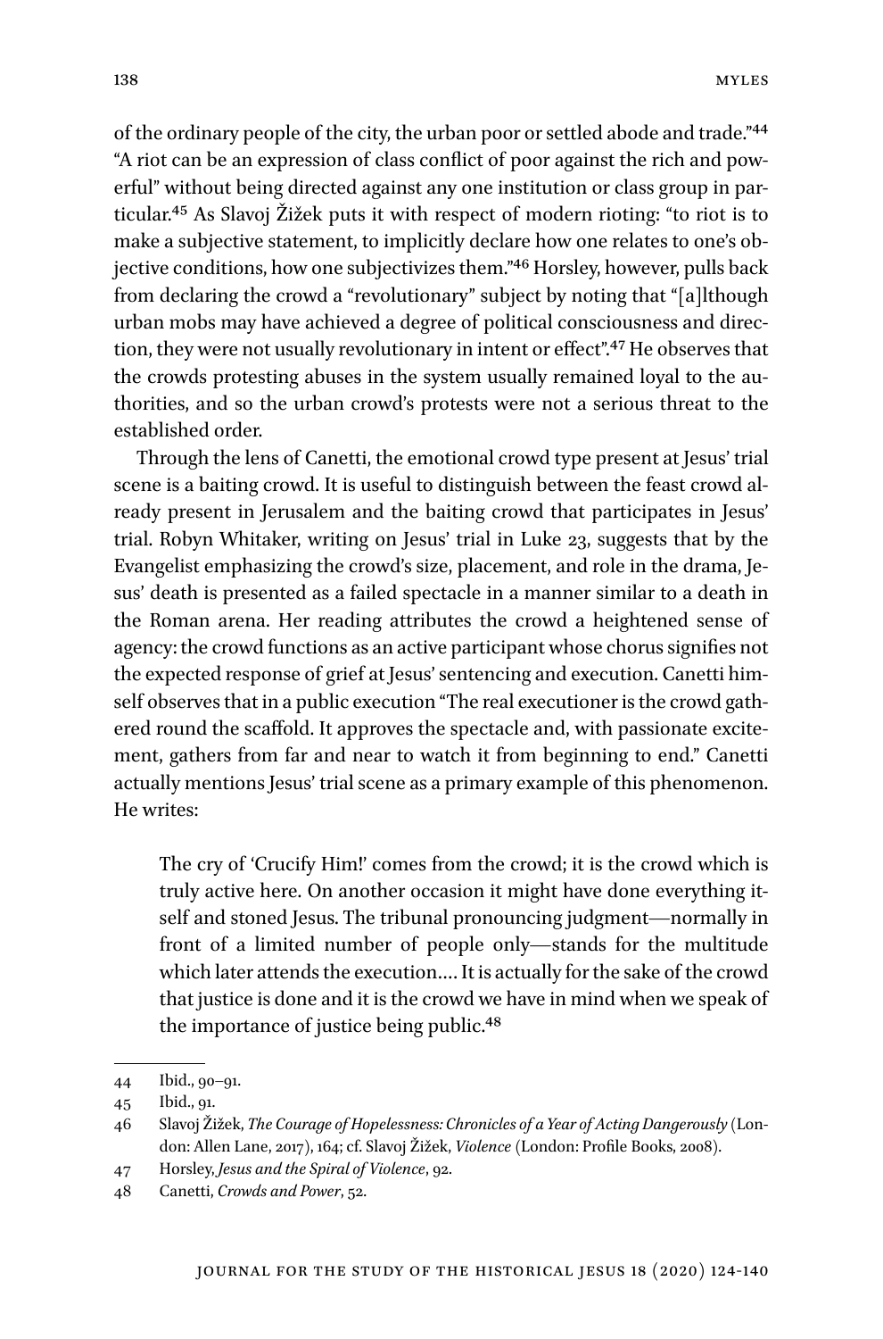of the ordinary people of the city, the urban poor or settled abode and trade."[44] "A riot can be an expression of class conflict of poor against the rich and powerful" without being directed against any one institution or class group in particular.[45] As Slavoj Žižek puts it with respect of modern rioting: "to riot is to make a subjective statement, to implicitly declare how one relates to one's objective conditions, how one subjectivizes them."[46] Horsley, however, pulls back from declaring the crowd a "revolutionary" subject by noting that "[a]lthough urban mobs may have achieved a degree of political consciousness and direction, they were not usually revolutionary in intent or effect".[47] He observes that the crowds protesting abuses in the system usually remained loyal to the authorities, and so the urban crowd's protests were not a serious threat to the established order.

Through the lens of Canetti, the emotional crowd type present at Jesus' trial scene is a baiting crowd. It is useful to distinguish between the feast crowd already present in Jerusalem and the baiting crowd that participates in Jesus' trial. Robyn Whitaker, writing on Jesus' trial in Luke 23, suggests that by the Evangelist emphasizing the crowd's size, placement, and role in the drama, Jesus' death is presented as a failed spectacle in a manner similar to a death in the Roman arena. Her reading attributes the crowd a heightened sense of agency: the crowd functions as an active participant whose chorus signifies not the expected response of grief at Jesus' sentencing and execution. Canetti himself observes that in a public execution "The real executioner is the crowd gathered round the scaffold. It approves the spectacle and, with passionate excitement, gathers from far and near to watch it from beginning to end." Canetti actually mentions Jesus' trial scene as a primary example of this phenomenon. He writes:

> The cry of 'Crucify Him!' comes from the crowd; it is the crowd which is truly active here. On another occasion it might have done everything itself and stoned Jesus. The tribunal pronouncing judgment—normally in front of a limited number of people only—stands for the multitude which later attends the execution.… It is actually for the sake of the crowd that justice is done and it is the crowd we have in mind when we speak of the importance of justice being public.[48]

---

44 Ibid., 90–91.

45 Ibid., 91.

46 Slavoj Žižek, *The Courage of Hopelessness: Chronicles of a Year of Acting Dangerously* (London: Allen Lane, 2017), 164; cf. Slavoj Žižek, *Violence* (London: Profile Books, 2008).

47 Horsley, *Jesus and the Spiral of Violence*, 92.

48 Canetti, *Crowds and Power*, 52.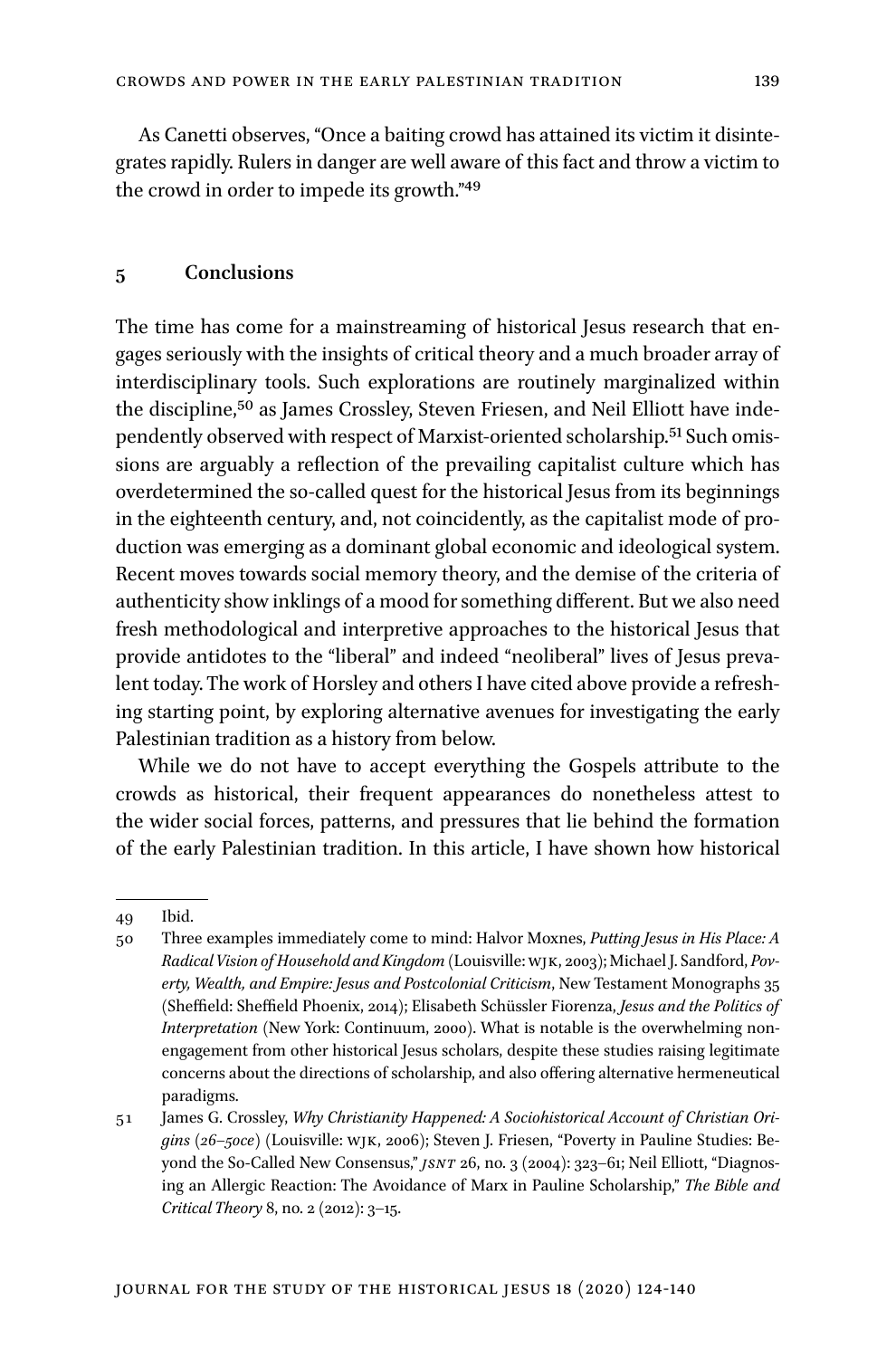As Canetti observes, "Once a baiting crowd has attained its victim it disintegrates rapidly. Rulers in danger are well aware of this fact and throw a victim to the crowd in order to impede its growth."[49]

## 5 Conclusions

The time has come for a mainstreaming of historical Jesus research that engages seriously with the insights of critical theory and a much broader array of interdisciplinary tools. Such explorations are routinely marginalized within the discipline,[50] as James Crossley, Steven Friesen, and Neil Elliott have independently observed with respect of Marxist-oriented scholarship.[51] Such omissions are arguably a reflection of the prevailing capitalist culture which has overdetermined the so-called quest for the historical Jesus from its beginnings in the eighteenth century, and, not coincidently, as the capitalist mode of production was emerging as a dominant global economic and ideological system. Recent moves towards social memory theory, and the demise of the criteria of authenticity show inklings of a mood for something different. But we also need fresh methodological and interpretive approaches to the historical Jesus that provide antidotes to the "liberal" and indeed "neoliberal" lives of Jesus prevalent today. The work of Horsley and others I have cited above provide a refreshing starting point, by exploring alternative avenues for investigating the early Palestinian tradition as a history from below.

While we do not have to accept everything the Gospels attribute to the crowds as historical, their frequent appearances do nonetheless attest to the wider social forces, patterns, and pressures that lie behind the formation of the early Palestinian tradition. In this article, I have shown how historical

---

49 Ibid.

50 Three examples immediately come to mind: Halvor Moxnes, *Putting Jesus in His Place: A Radical Vision of Household and Kingdom* (Louisville: WJK, 2003); Michael J. Sandford, *Poverty, Wealth, and Empire: Jesus and Postcolonial Criticism*, New Testament Monographs 35 (Sheffield: Sheffield Phoenix, 2014); Elisabeth Schüssler Fiorenza, *Jesus and the Politics of Interpretation* (New York: Continuum, 2000). What is notable is the overwhelming non-engagement from other historical Jesus scholars, despite these studies raising legitimate concerns about the directions of scholarship, and also offering alternative hermeneutical paradigms.

51 James G. Crossley, *Why Christianity Happened: A Sociohistorical Account of Christian Origins (26–50CE)* (Louisville: WJK, 2006); Steven J. Friesen, "Poverty in Pauline Studies: Beyond the So-Called New Consensus," *JSNT* 26, no. 3 (2004): 323–61; Neil Elliott, "Diagnosing an Allergic Reaction: The Avoidance of Marx in Pauline Scholarship," *The Bible and Critical Theory* 8, no. 2 (2012): 3–15.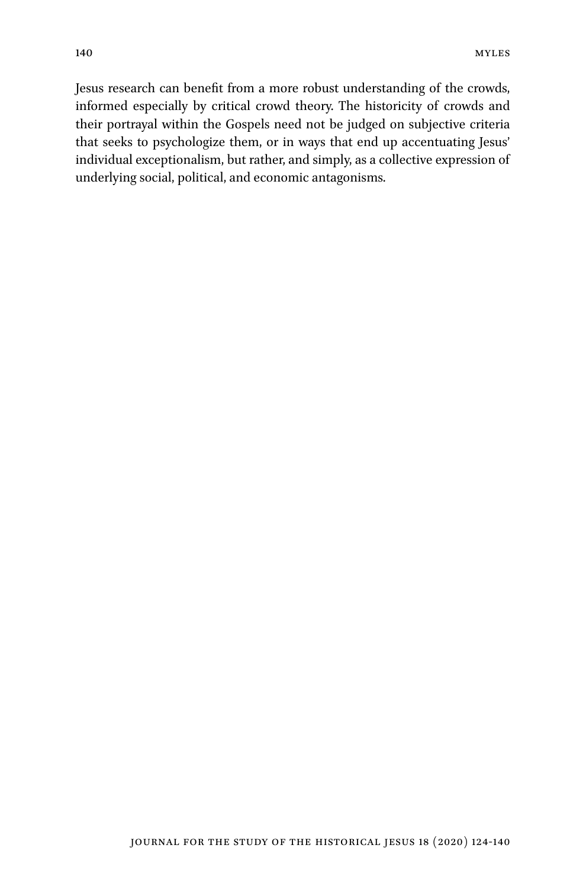Jesus research can benefit from a more robust understanding of the crowds, informed especially by critical crowd theory. The historicity of crowds and their portrayal within the Gospels need not be judged on subjective criteria that seeks to psychologize them, or in ways that end up accentuating Jesus' individual exceptionalism, but rather, and simply, as a collective expression of underlying social, political, and economic antagonisms.